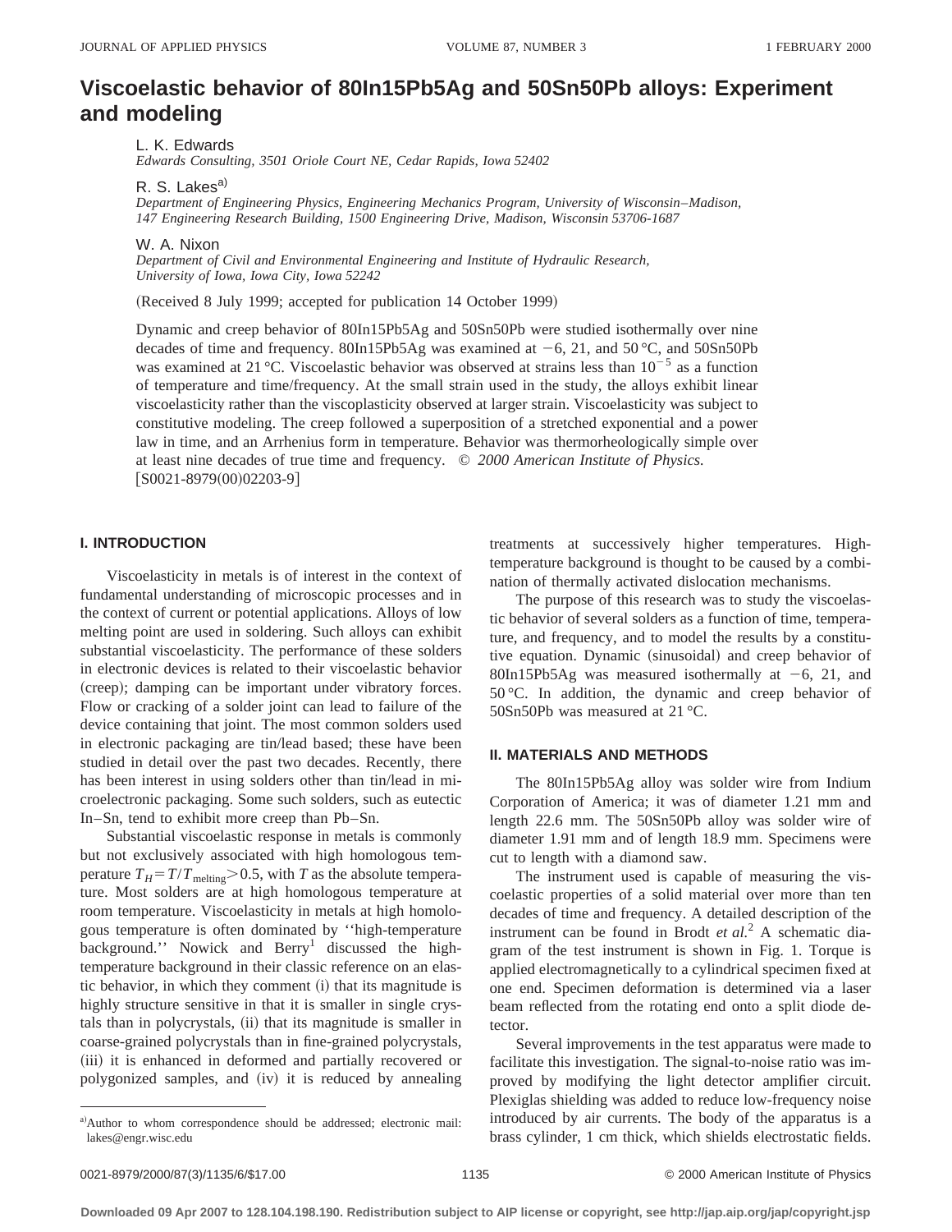# Viscoelastic behavior of 80In15Pb5Ag and 50Sn50Pb alloys: Experiment and modeling

L. K. Edwards
*Edwards Consulting, 3501 Oriole Court NE, Cedar Rapids, Iowa 52402*

R. S. Lakes[a]
*Department of Engineering Physics, Engineering Mechanics Program, University of Wisconsin–Madison, 147 Engineering Research Building, 1500 Engineering Drive, Madison, Wisconsin 53706-1687*

W. A. Nixon
*Department of Civil and Environmental Engineering and Institute of Hydraulic Research, University of Iowa, Iowa City, Iowa 52242*

(Received 8 July 1999; accepted for publication 14 October 1999)

Dynamic and creep behavior of 80In15Pb5Ag and 50Sn50Pb were studied isothermally over nine decades of time and frequency. 80In15Pb5Ag was examined at −6, 21, and 50 °C, and 50Sn50Pb was examined at 21 °C. Viscoelastic behavior was observed at strains less than $10^{-5}$ as a function of temperature and time/frequency. At the small strain used in the study, the alloys exhibit linear viscoelasticity rather than the viscoplasticity observed at larger strain. Viscoelasticity was subject to constitutive modeling. The creep followed a superposition of a stretched exponential and a power law in time, and an Arrhenius form in temperature. Behavior was thermorheologically simple over at least nine decades of true time and frequency. © *2000 American Institute of Physics.* [S0021-8979(00)02203-9]

## I. INTRODUCTION

Viscoelasticity in metals is of interest in the context of fundamental understanding of microscopic processes and in the context of current or potential applications. Alloys of low melting point are used in soldering. Such alloys can exhibit substantial viscoelasticity. The performance of these solders in electronic devices is related to their viscoelastic behavior (creep); damping can be important under vibratory forces. Flow or cracking of a solder joint can lead to failure of the device containing that joint. The most common solders used in electronic packaging are tin/lead based; these have been studied in detail over the past two decades. Recently, there has been interest in using solders other than tin/lead in microelectronic packaging. Some such solders, such as eutectic In–Sn, tend to exhibit more creep than Pb–Sn.

Substantial viscoelastic response in metals is commonly but not exclusively associated with high homologous temperature $T_H = T/T_{\mathrm{melting}} > 0.5$, with $T$ as the absolute temperature. Most solders are at high homologous temperature at room temperature. Viscoelasticity in metals at high homologous temperature is often dominated by "high-temperature background." Nowick and Berry[1] discussed the high-temperature background in their classic reference on anelastic behavior, in which they comment (i) that its magnitude is highly structure sensitive in that it is smaller in single crystals than in polycrystals, (ii) that its magnitude is smaller in coarse-grained polycrystals than in fine-grained polycrystals, (iii) it is enhanced in deformed and partially recovered or polygonized samples, and (iv) it is reduced by annealing treatments at successively higher temperatures. High-temperature background is thought to be caused by a combination of thermally activated dislocation mechanisms.

The purpose of this research was to study the viscoelastic behavior of several solders as a function of time, temperature, and frequency, and to model the results by a constitutive equation. Dynamic (sinusoidal) and creep behavior of 80In15Pb5Ag was measured isothermally at −6, 21, and 50 °C. In addition, the dynamic and creep behavior of 50Sn50Pb was measured at 21 °C.

## II. MATERIALS AND METHODS

The 80In15Pb5Ag alloy was solder wire from Indium Corporation of America; it was of diameter 1.21 mm and length 22.6 mm. The 50Sn50Pb alloy was solder wire of diameter 1.91 mm and of length 18.9 mm. Specimens were cut to length with a diamond saw.

The instrument used is capable of measuring the viscoelastic properties of a solid material over more than ten decades of time and frequency. A detailed description of the instrument can be found in Brodt *et al.*[2] A schematic diagram of the test instrument is shown in Fig. 1. Torque is applied electromagnetically to a cylindrical specimen fixed at one end. Specimen deformation is determined via a laser beam reflected from the rotating end onto a split diode detector.

Several improvements in the test apparatus were made to facilitate this investigation. The signal-to-noise ratio was improved by modifying the light detector amplifier circuit. Plexiglas shielding was added to reduce low-frequency noise introduced by air currents. The body of the apparatus is a brass cylinder, 1 cm thick, which shields electrostatic fields.

[a] Author to whom correspondence should be addressed; electronic mail: lakes@engr.wisc.edu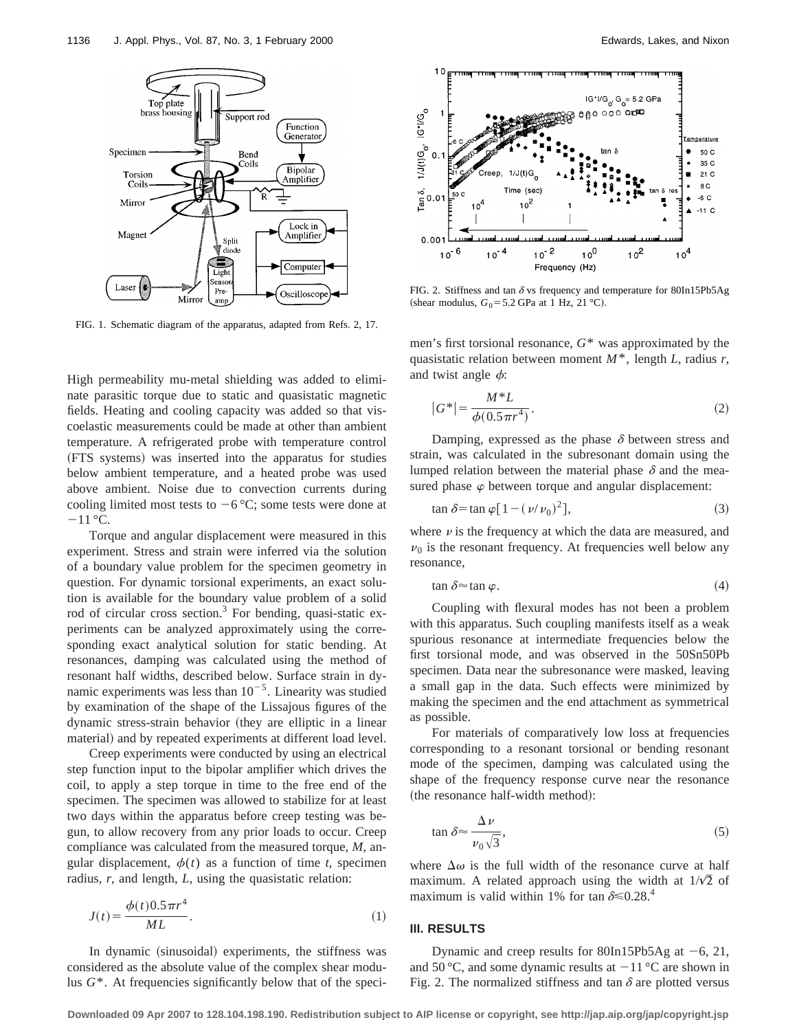FIG. 1. Schematic diagram of the apparatus, adapted from Refs. 2, 17.

High permeability mu-metal shielding was added to eliminate parasitic torque due to static and quasistatic magnetic fields. Heating and cooling capacity was added so that viscoelastic measurements could be made at other than ambient temperature. A refrigerated probe with temperature control (FTS systems) was inserted into the apparatus for studies below ambient temperature, and a heated probe was used above ambient. Noise due to convection currents during cooling limited most tests to −6 °C; some tests were done at −11 °C.

Torque and angular displacement were measured in this experiment. Stress and strain were inferred via the solution of a boundary value problem for the specimen geometry in question. For dynamic torsional experiments, an exact solution is available for the boundary value problem of a solid rod of circular cross section.[3] For bending, quasi-static experiments can be analyzed approximately using the corresponding exact analytical solution for static bending. At resonances, damping was calculated using the method of resonant half widths, described below. Surface strain in dynamic experiments was less than $10^{-5}$. Linearity was studied by examination of the shape of the Lissajous figures of the dynamic stress-strain behavior (they are elliptic in a linear material) and by repeated experiments at different load level.

Creep experiments were conducted by using an electrical step function input to the bipolar amplifier which drives the coil, to apply a step torque in time to the free end of the specimen. The specimen was allowed to stabilize for at least two days within the apparatus before creep testing was begun, to allow recovery from any prior loads to occur. Creep compliance was calculated from the measured torque, $M$, angular displacement, $\phi(t)$ as a function of time $t$, specimen radius, $r$, and length, $L$, using the quasistatic relation:

$$J(t) = \frac{\phi(t) 0.5 \pi r^4}{ML}. \tag{1}$$

In dynamic (sinusoidal) experiments, the stiffness was considered as the absolute value of the complex shear modulus $G^*$. At frequencies significantly below that of the specimen's first torsional resonance, $G^*$ was approximated by the quasistatic relation between moment $M^*$, length $L$, radius $r$, and twist angle $\phi$:

$$|G^*| = \frac{M^* L}{\phi(0.5 \pi r^4)}. \tag{2}$$

Damping, expressed as the phase $\delta$ between stress and strain, was calculated in the subresonant domain using the lumped relation between the material phase $\delta$ and the measured phase $\varphi$ between torque and angular displacement:

$$\tan \delta = \tan \varphi [1 - (\nu/\nu_0)^2], \tag{3}$$

where $\nu$ is the frequency at which the data are measured, and $\nu_0$ is the resonant frequency. At frequencies well below any resonance,

$$\tan \delta \approx \tan \varphi. \tag{4}$$

Coupling with flexural modes has not been a problem with this apparatus. Such coupling manifests itself as a weak spurious resonance at intermediate frequencies below the first torsional mode, and was observed in the 50Sn50Pb specimen. Data near the subresonance were masked, leaving a small gap in the data. Such effects were minimized by making the specimen and the end attachment as symmetrical as possible.

For materials of comparatively low loss at frequencies corresponding to a resonant torsional or bending resonant mode of the specimen, damping was calculated using the shape of the frequency response curve near the resonance (the resonance half-width method):

$$\tan \delta \approx \frac{\Delta \nu}{\nu_0 \sqrt{3}}, \tag{5}$$

where $\Delta \omega$ is the full width of the resonance curve at half maximum. A related approach using the width at $1/\sqrt{2}$ of maximum is valid within 1% for $\tan \delta \leq 0.28$.[4]

FIG. 2. Stiffness and tan $\delta$ vs frequency and temperature for 80In15Pb5Ag (shear modulus, $G_0 = 5.2$ GPa at 1 Hz, 21 °C).

## III. RESULTS

Dynamic and creep results for 80In15Pb5Ag at −6, 21, and 50 °C, and some dynamic results at −11 °C are shown in Fig. 2. The normalized stiffness and tan $\delta$ are plotted versus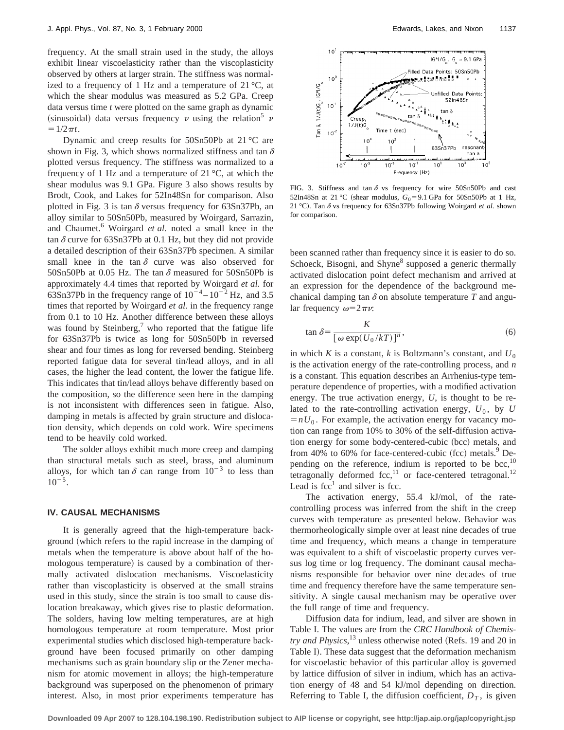frequency. At the small strain used in the study, the alloys exhibit linear viscoelasticity rather than the viscoplasticity observed by others at larger strain. The stiffness was normalized to a frequency of 1 Hz and a temperature of 21 °C, at which the shear modulus was measured as 5.2 GPa. Creep data versus time $t$ were plotted on the same graph as dynamic (sinusoidal) data versus frequency $\nu$ using the relation[5] $\nu = 1/2\pi t$.

Dynamic and creep results for 50Sn50Pb at 21 °C are shown in Fig. 3, which shows normalized stiffness and tan $\delta$ plotted versus frequency. The stiffness was normalized to a frequency of 1 Hz and a temperature of 21 °C, at which the shear modulus was 9.1 GPa. Figure 3 also shows results by Brodt, Cook, and Lakes for 52In48Sn for comparison. Also plotted in Fig. 3 is tan $\delta$ versus frequency for 63Sn37Pb, an alloy similar to 50Sn50Pb, measured by Woirgard, Sarrazin, and Chaumet.[6] Woirgard *et al.* noted a small knee in the tan $\delta$ curve for 63Sn37Pb at 0.1 Hz, but they did not provide a detailed description of their 63Sn37Pb specimen. A similar small knee in the tan $\delta$ curve was also observed for 50Sn50Pb at 0.05 Hz. The tan $\delta$ measured for 50Sn50Pb is approximately 4.4 times that reported by Woirgard *et al.* for 63Sn37Pb in the frequency range of $10^{-4}$–$10^{-2}$ Hz, and 3.5 times that reported by Woirgard *et al.* in the frequency range from 0.1 to 10 Hz. Another difference between these alloys was found by Steinberg,[7] who reported that the fatigue life for 63Sn37Pb is twice as long for 50Sn50Pb in reversed shear and four times as long for reversed bending. Steinberg reported fatigue data for several tin/lead alloys, and in all cases, the higher the lead content, the lower the fatigue life. This indicates that tin/lead alloys behave differently based on the composition, so the difference seen here in the damping is not inconsistent with differences seen in fatigue. Also, damping in metals is affected by grain structure and dislocation density, which depends on cold work. Wire specimens tend to be heavily cold worked.

The solder alloys exhibit much more creep and damping than structural metals such as steel, brass, and aluminum alloys, for which tan $\delta$ can range from $10^{-3}$ to less than $10^{-5}$.

## IV. CAUSAL MECHANISMS

It is generally agreed that the high-temperature background (which refers to the rapid increase in the damping of metals when the temperature is above about half of the homologous temperature) is caused by a combination of thermally activated dislocation mechanisms. Viscoelasticity rather than viscoplasticity is observed at the small strains used in this study, since the strain is too small to cause dislocation breakaway, which gives rise to plastic deformation. The solders, having low melting temperatures, are at high homologous temperature at room temperature. Most prior experimental studies which disclosed high-temperature background have been focused primarily on other damping mechanisms such as grain boundary slip or the Zener mechanism for atomic movement in alloys; the high-temperature background was superposed on the phenomenon of primary interest. Also, in most prior experiments temperature has

FIG. 3. Stiffness and tan $\delta$ vs frequency for wire 50Sn50Pb and cast 52In48Sn at 21 °C (shear modulus, $G_0 = 9.1$ GPa for 50Sn50Pb at 1 Hz, 21 °C). Tan $\delta$ vs frequency for 63Sn37Pb following Woirgard *et al.* shown for comparison.

been scanned rather than frequency since it is easier to do so. Schoeck, Bisogni, and Shyne[8] supposed a generic thermally activated dislocation point defect mechanism and arrived at an expression for the dependence of the background mechanical damping tan $\delta$ on absolute temperature $T$ and angular frequency $\omega = 2\pi\nu$:

$$\tan\delta = \frac{K}{[\omega \exp(U_0/kT)]^n}, \tag{6}$$

in which $K$ is a constant, $k$ is Boltzmann's constant, and $U_0$ is the activation energy of the rate-controlling process, and $n$ is a constant. This equation describes an Arrhenius-type temperature dependence of properties, with a modified activation energy. The true activation energy, $U$, is thought to be related to the rate-controlling activation energy, $U_0$, by $U = nU_0$. For example, the activation energy for vacancy motion can range from 10% to 30% of the self-diffusion activation energy for some body-centered-cubic (bcc) metals, and from 40% to 60% for face-centered-cubic (fcc) metals.[9] Depending on the reference, indium is reported to be bcc,[10] tetragonally deformed fcc,[11] or face-centered tetragonal.[12] Lead is fcc[1] and silver is fcc.

The activation energy, 55.4 kJ/mol, of the rate-controlling process was inferred from the shift in the creep curves with temperature as presented below. Behavior was thermorheologically simple over at least nine decades of true time and frequency, which means a change in temperature was equivalent to a shift of viscoelastic property curves versus log time or log frequency. The dominant causal mechanisms responsible for behavior over nine decades of true time and frequency therefore have the same temperature sensitivity. A single causal mechanism may be operative over the full range of time and frequency.

Diffusion data for indium, lead, and silver are shown in Table I. The values are from the *CRC Handbook of Chemistry and Physics*,[13] unless otherwise noted (Refs. 19 and 20 in Table I). These data suggest that the deformation mechanism for viscoelastic behavior of this particular alloy is governed by lattice diffusion of silver in indium, which has an activation energy of 48 and 54 kJ/mol depending on direction. Referring to Table I, the diffusion coefficient, $D_T$, is given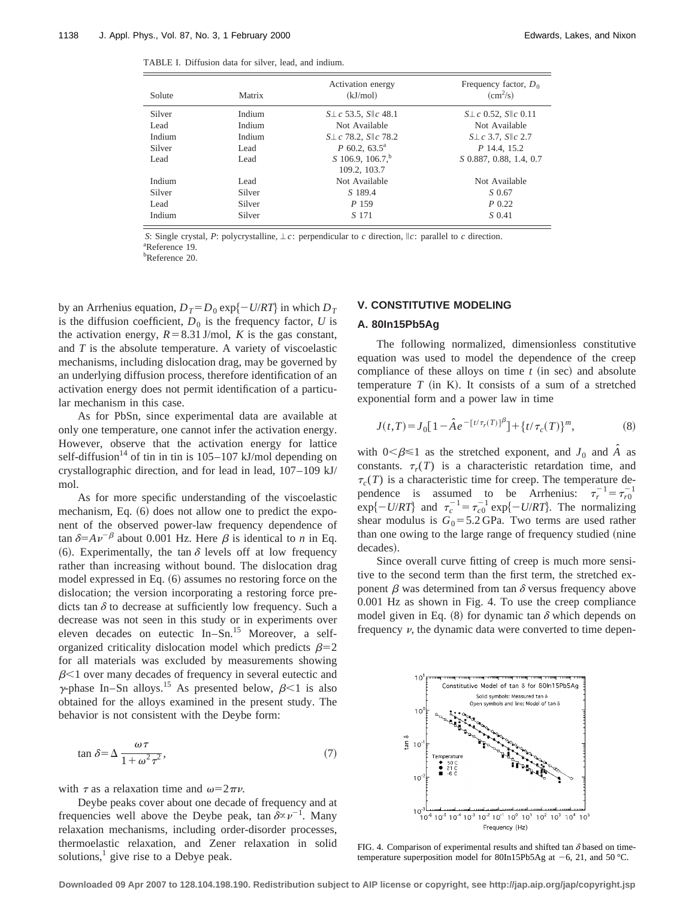TABLE I. Diffusion data for silver, lead, and indium.

| Solute | Matrix | Activation energy (kJ/mol) | Frequency factor, $D_0$ ($cm^2/s$) |
|---|---|---|---|
| Silver | Indium | $S \perp c$ 53.5, $S \parallel c$ 48.1 | $S \perp c$ 0.52, $S \parallel c$ 0.11 |
| Lead | Indium | Not Available | Not Available |
| Indium | Indium | $S \perp c$ 78.2, $S \parallel c$ 78.2 | $S \perp c$ 3.7, $S \parallel c$ 2.7 |
| Silver | Lead | $P$ 60.2, 63.5[a] | $P$ 14.4, 15.2 |
| Lead | Lead | $S$ 106.9, 106.7,[b] 109.2, 103.7 | $S$ 0.887, 0.88, 1.4, 0.7 |
| Indium | Lead | Not Available | Not Available |
| Silver | Silver | $S$ 189.4 | $S$ 0.67 |
| Lead | Silver | $P$ 159 | $P$ 0.22 |
| Indium | Silver | $S$ 171 | $S$ 0.41 |

$S$: Single crystal, $P$: polycrystalline, $\perp c$: perpendicular to $c$ direction, $\parallel c$: parallel to $c$ direction.
[a]Reference 19.
[b]Reference 20.

by an Arrhenius equation, $D_T = D_0 \exp\{-U/RT\}$ in which $D_T$ is the diffusion coefficient, $D_0$ is the frequency factor, $U$ is the activation energy, $R=8.31$ J/mol, $K$ is the gas constant, and $T$ is the absolute temperature. A variety of viscoelastic mechanisms, including dislocation drag, may be governed by an underlying diffusion process, therefore identification of an activation energy does not permit identification of a particular mechanism in this case.

As for PbSn, since experimental data are available at only one temperature, one cannot infer the activation energy. However, observe that the activation energy for lattice self-diffusion[14] of tin in tin is 105–107 kJ/mol depending on crystallographic direction, and for lead in lead, 107–109 kJ/mol.

As for more specific understanding of the viscoelastic mechanism, Eq. (6) does not allow one to predict the exponent of the observed power-law frequency dependence of $\tan\delta = A\nu^{-\beta}$ about 0.001 Hz. Here $\beta$ is identical to $n$ in Eq. (6). Experimentally, the $\tan\delta$ levels off at low frequency rather than increasing without bound. The dislocation drag model expressed in Eq. (6) assumes no restoring force on the dislocation; the version incorporating a restoring force predicts $\tan\delta$ to decrease at sufficiently low frequency. Such a decrease was not seen in this study or in experiments over eleven decades on eutectic In–Sn.[15] Moreover, a self-organized criticality dislocation model which predicts $\beta=2$ for all materials was excluded by measurements showing $\beta<1$ over many decades of frequency in several eutectic and $\gamma$-phase In–Sn alloys.[15] As presented below, $\beta<1$ is also obtained for the alloys examined in the present study. The behavior is not consistent with the Deybe form:

$$\tan\delta = \Delta \frac{\omega\tau}{1+\omega^2\tau^2}, \tag{7}$$

with $\tau$ as a relaxation time and $\omega = 2\pi\nu$.

Deybe peaks cover about one decade of frequency and at frequencies well above the Deybe peak, $\tan\delta \propto \nu^{-1}$. Many relaxation mechanisms, including order-disorder processes, thermoelastic relaxation, and Zener relaxation in solid solutions,[1] give rise to a Debye peak.

## V. CONSTITUTIVE MODELING

### A. 80In15Pb5Ag

The following normalized, dimensionless constitutive equation was used to model the dependence of the creep compliance of these alloys on time $t$ (in sec) and absolute temperature $T$ (in K). It consists of a sum of a stretched exponential form and a power law in time

$$J(t,T) = J_0[1 - \hat{A}e^{-[t/\tau_r(T)]^\beta}] + \{t/\tau_c(T)\}^m, \tag{8}$$

with $0<\beta\leq 1$ as the stretched exponent, and $J_0$ and $\hat{A}$ as constants. $\tau_r(T)$ is a characteristic retardation time, and $\tau_c(T)$ is a characteristic time for creep. The temperature dependence is assumed to be Arrhenius: $\tau_r^{-1} = \tau_{r0}^{-1} \exp\{-U/RT\}$ and $\tau_c^{-1} = \tau_{c0}^{-1} \exp\{-U/RT\}$. The normalizing shear modulus is $G_0 = 5.2$ GPa. Two terms are used rather than one owing to the large range of frequency studied (nine decades).

Since overall curve fitting of creep is much more sensitive to the second term than the first term, the stretched exponent $\beta$ was determined from $\tan\delta$ versus frequency above 0.001 Hz as shown in Fig. 4. To use the creep compliance model given in Eq. (8) for dynamic $\tan\delta$ which depends on frequency $\nu$, the dynamic data were converted to time depen-

FIG. 4. Comparison of experimental results and shifted $\tan\delta$ based on time-temperature superposition model for 80In15Pb5Ag at −6, 21, and 50 °C.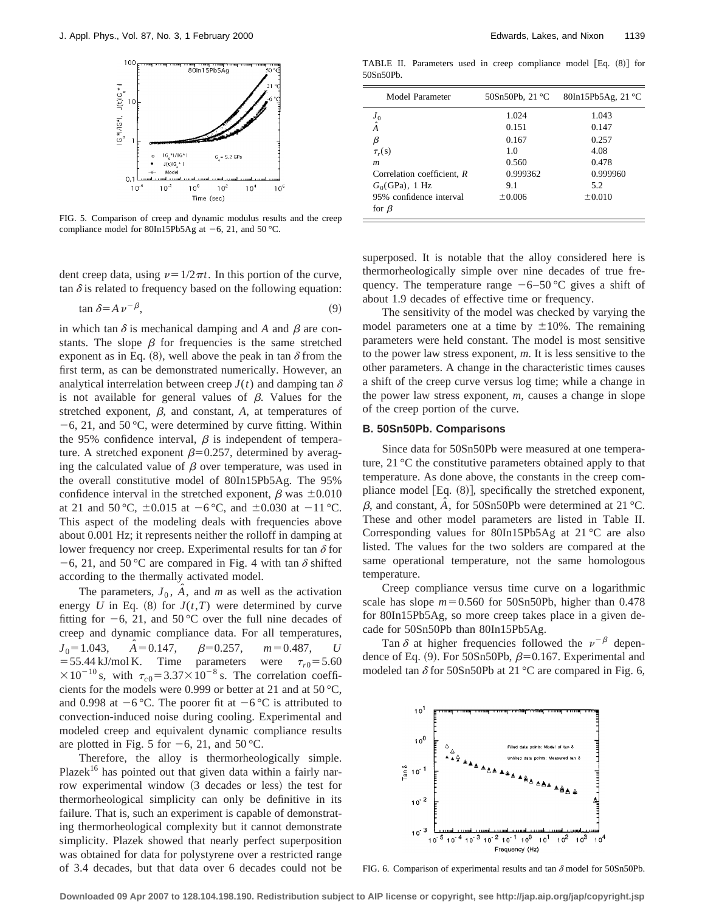FIG. 5. Comparison of creep and dynamic modulus results and the creep compliance model for 80In15Pb5Ag at −6, 21, and 50 °C.

dent creep data, using $\nu = 1/2\pi t$. In this portion of the curve, $\tan\delta$ is related to frequency based on the following equation:

$$\tan\delta = A\nu^{-\beta}, \tag{9}$$

in which $\tan\delta$ is mechanical damping and $A$ and $\beta$ are constants. The slope $\beta$ for frequencies is the same stretched exponent as in Eq. (8), well above the peak in $\tan\delta$ from the first term, as can be demonstrated numerically. However, an analytical interrelation between creep $J(t)$ and damping $\tan\delta$ is not available for general values of $\beta$. Values for the stretched exponent, $\beta$, and constant, $A$, at temperatures of −6, 21, and 50 °C, were determined by curve fitting. Within the 95% confidence interval, $\beta$ is independent of temperature. A stretched exponent $\beta = 0.257$, determined by averaging the calculated value of $\beta$ over temperature, was used in the overall constitutive model of 80In15Pb5Ag. The 95% confidence interval in the stretched exponent, $\beta$ was ±0.010 at 21 and 50 °C, ±0.015 at −6 °C, and ±0.030 at −11 °C. This aspect of the modeling deals with frequencies above about 0.001 Hz; it represents neither the rolloff in damping at lower frequency nor creep. Experimental results for $\tan\delta$ for −6, 21, and 50 °C are compared in Fig. 4 with $\tan\delta$ shifted according to the thermally activated model.

The parameters, $J_0$, $\hat{A}$, and $m$ as well as the activation energy $U$ in Eq. (8) for $J(t,T)$ were determined by curve fitting for −6, 21, and 50 °C over the full nine decades of creep and dynamic compliance data. For all temperatures, $J_0 = 1.043$, $\hat{A} = 0.147$, $\beta = 0.257$, $m = 0.487$, $U = 55.44$ kJ/mol K. Time parameters were $\tau_{r0} = 5.60 \times 10^{-10}$ s, with $\tau_{c0} = 3.37 \times 10^{-8}$ s. The correlation coefficients for the models were 0.999 or better at 21 and at 50 °C, and 0.998 at −6 °C. The poorer fit at −6 °C is attributed to convection-induced noise during cooling. Experimental and modeled creep and equivalent dynamic compliance results are plotted in Fig. 5 for −6, 21, and 50 °C.

Therefore, the alloy is thermorheologically simple. Plazek[16] has pointed out that given data within a fairly narrow experimental window (3 decades or less) the test for thermorheological simplicity can only be definitive in its failure. That is, such an experiment is capable of demonstrating thermorheological complexity but it cannot demonstrate simplicity. Plazek showed that nearly perfect superposition was obtained for data for polystyrene over a restricted range of 3.4 decades, but that data over 6 decades could not be superposed. It is notable that the alloy considered here is thermorheologically simple over nine decades of true frequency. The temperature range −6–50 °C gives a shift of about 1.9 decades of effective time or frequency.

The sensitivity of the model was checked by varying the model parameters one at a time by ±10%. The remaining parameters were held constant. The model is most sensitive to the power law stress exponent, $m$. It is less sensitive to the other parameters. A change in the characteristic times causes a shift of the creep curve versus log time; while a change in the power law stress exponent, $m$, causes a change in slope of the creep portion of the curve.

TABLE II. Parameters used in creep compliance model [Eq. (8)] for 50Sn50Pb.

| Model Parameter | 50Sn50Pb, 21 °C | 80In15Pb5Ag, 21 °C |
|---|---|---|
| $J_0$ | 1.024 | 1.043 |
| $\hat{A}$ | 0.151 | 0.147 |
| $\beta$ | 0.167 | 0.257 |
| $\tau_r$(s) | 1.0 | 4.08 |
| $m$ | 0.560 | 0.478 |
| Correlation coefficient, $R$ | 0.999362 | 0.999960 |
| $G_0$(GPa), 1 Hz | 9.1 | 5.2 |
| 95% confidence interval for $\beta$ | ±0.006 | ±0.010 |

### B. 50Sn50Pb. Comparisons

Since data for 50Sn50Pb were measured at one temperature, 21 °C the constitutive parameters obtained apply to that temperature. As done above, the constants in the creep compliance model [Eq. (8)], specifically the stretched exponent, $\beta$, and constant, $\hat{A}$, for 50Sn50Pb were determined at 21 °C. These and other model parameters are listed in Table II. Corresponding values for 80In15Pb5Ag at 21 °C are also listed. The values for the two solders are compared at the same operational temperature, not the same homologous temperature.

Creep compliance versus time curve on a logarithmic scale has slope $m = 0.560$ for 50Sn50Pb, higher than 0.478 for 80In15Pb5Ag, so more creep takes place in a given decade for 50Sn50Pb than 80In15Pb5Ag.

Tan $\delta$ at higher frequencies followed the $\nu^{-\beta}$ dependence of Eq. (9). For 50Sn50Pb, $\beta = 0.167$. Experimental and modeled $\tan\delta$ for 50Sn50Pb at 21 °C are compared in Fig. 6,

FIG. 6. Comparison of experimental results and $\tan\delta$ model for 50Sn50Pb.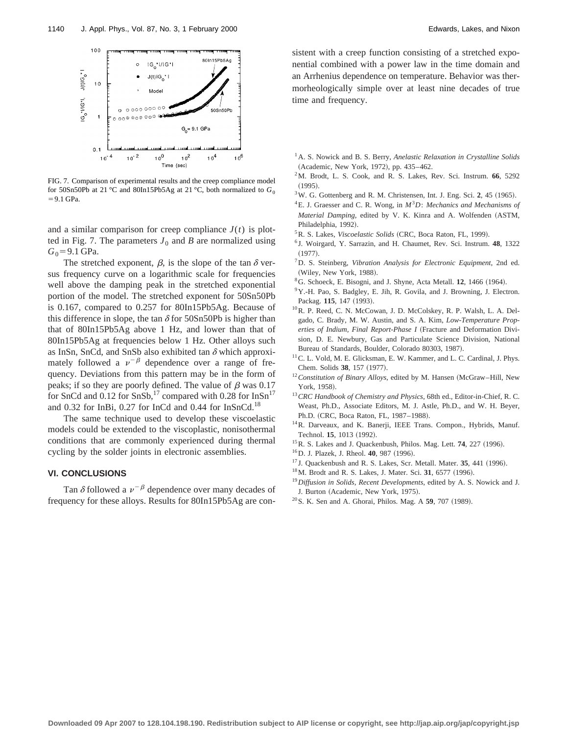100

$|G_o^*|/|G^*|$

$J(t)|G_o^*|$

Model

80In15Pb5Ag

50Sn50Pb

$G_o$ = 9.1 GPa

10

1

0.1

$|G_o^*|/|G^*|$, $J(t)|G_o^*|$

$10^{-4}$ $10^{-2}$ $10^{0}$ $10^{2}$ $10^{4}$ $10^{6}$

Time (sec)

FIG. 7. Comparison of experimental results and the creep compliance model for 50Sn50Pb at 21 °C and 80In15Pb5Ag at 21 °C, both normalized to $G_0 = 9.1$ GPa.

and a similar comparison for creep compliance $J(t)$ is plotted in Fig. 7. The parameters $J_0$ and $B$ are normalized using $G_0 = 9.1$ GPa.

The stretched exponent, $\beta$, is the slope of the tan $\delta$ versus frequency curve on a logarithmic scale for frequencies well above the damping peak in the stretched exponential portion of the model. The stretched exponent for 50Sn50Pb is 0.167, compared to 0.257 for 80In15Pb5Ag. Because of this difference in slope, the tan $\delta$ for 50Sn50Pb is higher than that of 80In15Pb5Ag above 1 Hz, and lower than that of 80In15Pb5Ag at frequencies below 1 Hz. Other alloys such as InSn, SnCd, and SnSb also exhibited tan $\delta$ which approximately followed a $\nu^{-\beta}$ dependence over a range of frequency. Deviations from this pattern may be in the form of peaks; if so they are poorly defined. The value of $\beta$ was 0.17 for SnCd and 0.12 for SnSb,[17] compared with 0.28 for InSn[17] and 0.32 for InBi, 0.27 for InCd and 0.44 for InSnCd.[18]

The same technique used to develop these viscoelastic models could be extended to the viscoplastic, nonisothermal conditions that are commonly experienced during thermal cycling by the solder joints in electronic assemblies.

## VI. CONCLUSIONS

Tan $\delta$ followed a $\nu^{-\beta}$ dependence over many decades of frequency for these alloys. Results for 80In15Pb5Ag are consistent with a creep function consisting of a stretched exponential combined with a power law in the time domain and an Arrhenius dependence on temperature. Behavior was thermorheologically simple over at least nine decades of true time and frequency.

[1] A. S. Nowick and B. S. Berry, *Anelastic Relaxation in Crystalline Solids* (Academic, New York, 1972), pp. 435–462.

[2] M. Brodt, L. S. Cook, and R. S. Lakes, Rev. Sci. Instrum. **66**, 5292 (1995).

[3] W. G. Gottenberg and R. M. Christensen, Int. J. Eng. Sci. **2**, 45 (1965).

[4] E. J. Graesser and C. R. Wong, in *$M^3D$: Mechanics and Mechanisms of Material Damping*, edited by V. K. Kinra and A. Wolfenden (ASTM, Philadelphia, 1992).

[5] R. S. Lakes, *Viscoelastic Solids* (CRC, Boca Raton, FL, 1999).

[6] J. Woirgard, Y. Sarrazin, and H. Chaumet, Rev. Sci. Instrum. **48**, 1322 (1977).

[7] D. S. Steinberg, *Vibration Analysis for Electronic Equipment*, 2nd ed. (Wiley, New York, 1988).

[8] G. Schoeck, E. Bisogni, and J. Shyne, Acta Metall. **12**, 1466 (1964).

[9] Y.-H. Pao, S. Badgley, E. Jih, R. Govila, and J. Browning, J. Electron. Packag. **115**, 147 (1993).

[10] R. P. Reed, C. N. McCowan, J. D. McColskey, R. P. Walsh, L. A. Delgado, C. Brady, M. W. Austin, and S. A. Kim, *Low-Temperature Properties of Indium, Final Report-Phase I* (Fracture and Deformation Division, D. E. Newbury, Gas and Particulate Science Division, National Bureau of Standards, Boulder, Colorado 80303, 1987).

[11] C. L. Vold, M. E. Glicksman, E. W. Kammer, and L. C. Cardinal, J. Phys. Chem. Solids **38**, 157 (1977).

[12] *Constitution of Binary Alloys*, edited by M. Hansen (McGraw–Hill, New York, 1958).

[13] *CRC Handbook of Chemistry and Physics*, 68th ed., Editor-in-Chief, R. C. Weast, Ph.D., Associate Editors, M. J. Astle, Ph.D., and W. H. Beyer, Ph.D. (CRC, Boca Raton, FL, 1987–1988).

[14] R. Darveaux, and K. Banerji, IEEE Trans. Compon., Hybrids, Manuf. Technol. **15**, 1013 (1992).

[15] R. S. Lakes and J. Quackenbush, Philos. Mag. Lett. **74**, 227 (1996).

[16] D. J. Plazek, J. Rheol. **40**, 987 (1996).

[17] J. Quackenbush and R. S. Lakes, Scr. Metall. Mater. **35**, 441 (1996).

[18] M. Brodt and R. S. Lakes, J. Mater. Sci. **31**, 6577 (1996).

[19] *Diffusion in Solids, Recent Developments*, edited by A. S. Nowick and J. J. Burton (Academic, New York, 1975).

[20] S. K. Sen and A. Ghorai, Philos. Mag. A **59**, 707 (1989).